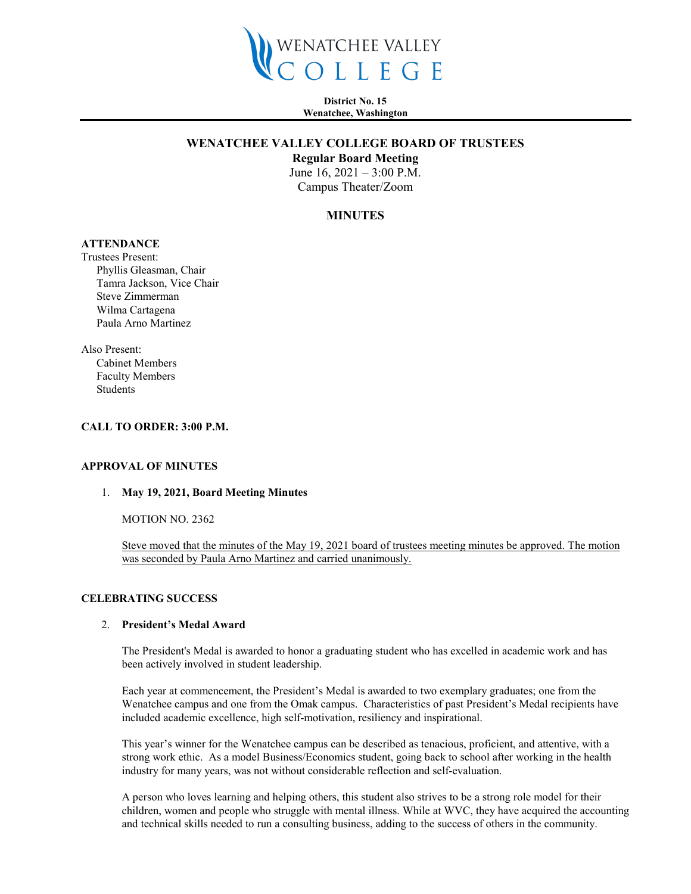WENATCHEE VALLEY COLLEGE

**District No. 15**
**Wenatchee, Washington**

# WENATCHEE VALLEY COLLEGE BOARD OF TRUSTEES

**Regular Board Meeting**
June 16, 2021 – 3:00 P.M.
Campus Theater/Zoom

## MINUTES

**ATTENDANCE**

Trustees Present:
- Phyllis Gleasman, Chair
- Tamra Jackson, Vice Chair
- Steve Zimmerman
- Wilma Cartagena
- Paula Arno Martinez

Also Present:
- Cabinet Members
- Faculty Members
- Students

**CALL TO ORDER: 3:00 P.M.**

**APPROVAL OF MINUTES**

1. **May 19, 2021, Board Meeting Minutes**

   MOTION NO. 2362

   Steve moved that the minutes of the May 19, 2021 board of trustees meeting minutes be approved. The motion was seconded by Paula Arno Martinez and carried unanimously.

**CELEBRATING SUCCESS**

2. **President's Medal Award**

   The President's Medal is awarded to honor a graduating student who has excelled in academic work and has been actively involved in student leadership.

   Each year at commencement, the President's Medal is awarded to two exemplary graduates; one from the Wenatchee campus and one from the Omak campus. Characteristics of past President's Medal recipients have included academic excellence, high self-motivation, resiliency and inspirational.

   This year's winner for the Wenatchee campus can be described as tenacious, proficient, and attentive, with a strong work ethic. As a model Business/Economics student, going back to school after working in the health industry for many years, was not without considerable reflection and self-evaluation.

   A person who loves learning and helping others, this student also strives to be a strong role model for their children, women and people who struggle with mental illness. While at WVC, they have acquired the accounting and technical skills needed to run a consulting business, adding to the success of others in the community.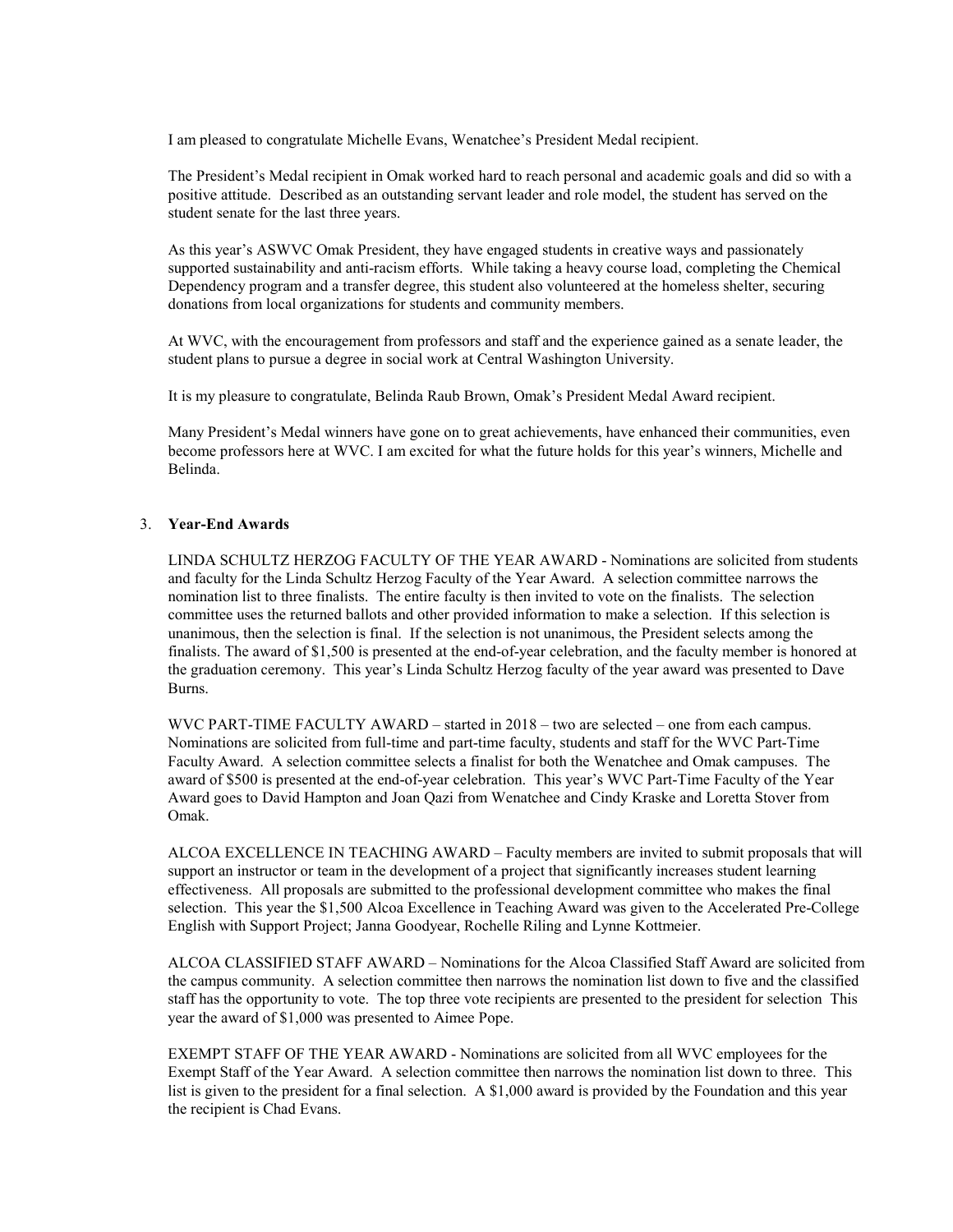I am pleased to congratulate Michelle Evans, Wenatchee's President Medal recipient.

The President's Medal recipient in Omak worked hard to reach personal and academic goals and did so with a positive attitude. Described as an outstanding servant leader and role model, the student has served on the student senate for the last three years.

As this year's ASWVC Omak President, they have engaged students in creative ways and passionately supported sustainability and anti-racism efforts. While taking a heavy course load, completing the Chemical Dependency program and a transfer degree, this student also volunteered at the homeless shelter, securing donations from local organizations for students and community members.

At WVC, with the encouragement from professors and staff and the experience gained as a senate leader, the student plans to pursue a degree in social work at Central Washington University.

It is my pleasure to congratulate, Belinda Raub Brown, Omak's President Medal Award recipient.

Many President's Medal winners have gone on to great achievements, have enhanced their communities, even become professors here at WVC. I am excited for what the future holds for this year's winners, Michelle and Belinda.

3. **Year-End Awards**

LINDA SCHULTZ HERZOG FACULTY OF THE YEAR AWARD - Nominations are solicited from students and faculty for the Linda Schultz Herzog Faculty of the Year Award. A selection committee narrows the nomination list to three finalists. The entire faculty is then invited to vote on the finalists. The selection committee uses the returned ballots and other provided information to make a selection. If this selection is unanimous, then the selection is final. If the selection is not unanimous, the President selects among the finalists. The award of $1,500 is presented at the end-of-year celebration, and the faculty member is honored at the graduation ceremony. This year's Linda Schultz Herzog faculty of the year award was presented to Dave Burns.

WVC PART-TIME FACULTY AWARD – started in 2018 – two are selected – one from each campus. Nominations are solicited from full-time and part-time faculty, students and staff for the WVC Part-Time Faculty Award. A selection committee selects a finalist for both the Wenatchee and Omak campuses. The award of $500 is presented at the end-of-year celebration. This year's WVC Part-Time Faculty of the Year Award goes to David Hampton and Joan Qazi from Wenatchee and Cindy Kraske and Loretta Stover from Omak.

ALCOA EXCELLENCE IN TEACHING AWARD – Faculty members are invited to submit proposals that will support an instructor or team in the development of a project that significantly increases student learning effectiveness. All proposals are submitted to the professional development committee who makes the final selection. This year the $1,500 Alcoa Excellence in Teaching Award was given to the Accelerated Pre-College English with Support Project; Janna Goodyear, Rochelle Riling and Lynne Kottmeier.

ALCOA CLASSIFIED STAFF AWARD – Nominations for the Alcoa Classified Staff Award are solicited from the campus community. A selection committee then narrows the nomination list down to five and the classified staff has the opportunity to vote. The top three vote recipients are presented to the president for selection This year the award of $1,000 was presented to Aimee Pope.

EXEMPT STAFF OF THE YEAR AWARD - Nominations are solicited from all WVC employees for the Exempt Staff of the Year Award. A selection committee then narrows the nomination list down to three. This list is given to the president for a final selection. A $1,000 award is provided by the Foundation and this year the recipient is Chad Evans.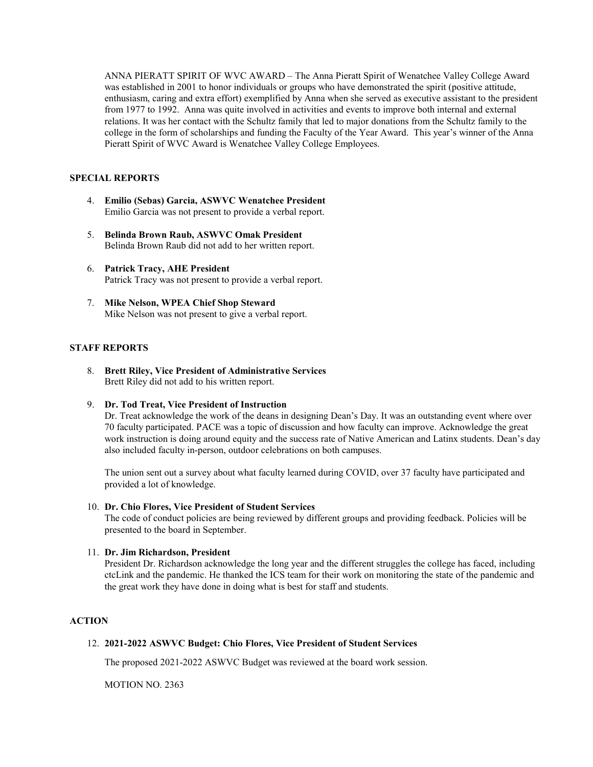ANNA PIERATT SPIRIT OF WVC AWARD – The Anna Pieratt Spirit of Wenatchee Valley College Award was established in 2001 to honor individuals or groups who have demonstrated the spirit (positive attitude, enthusiasm, caring and extra effort) exemplified by Anna when she served as executive assistant to the president from 1977 to 1992. Anna was quite involved in activities and events to improve both internal and external relations. It was her contact with the Schultz family that led to major donations from the Schultz family to the college in the form of scholarships and funding the Faculty of the Year Award. This year's winner of the Anna Pieratt Spirit of WVC Award is Wenatchee Valley College Employees.

**SPECIAL REPORTS**

4. **Emilio (Sebas) Garcia, ASWVC Wenatchee President**
   Emilio Garcia was not present to provide a verbal report.

5. **Belinda Brown Raub, ASWVC Omak President**
   Belinda Brown Raub did not add to her written report.

6. **Patrick Tracy, AHE President**
   Patrick Tracy was not present to provide a verbal report.

7. **Mike Nelson, WPEA Chief Shop Steward**
   Mike Nelson was not present to give a verbal report.

**STAFF REPORTS**

8. **Brett Riley, Vice President of Administrative Services**
   Brett Riley did not add to his written report.

9. **Dr. Tod Treat, Vice President of Instruction**
   Dr. Treat acknowledge the work of the deans in designing Dean's Day. It was an outstanding event where over 70 faculty participated. PACE was a topic of discussion and how faculty can improve. Acknowledge the great work instruction is doing around equity and the success rate of Native American and Latinx students. Dean's day also included faculty in-person, outdoor celebrations on both campuses.

   The union sent out a survey about what faculty learned during COVID, over 37 faculty have participated and provided a lot of knowledge.

10. **Dr. Chio Flores, Vice President of Student Services**
    The code of conduct policies are being reviewed by different groups and providing feedback. Policies will be presented to the board in September.

11. **Dr. Jim Richardson, President**
    President Dr. Richardson acknowledge the long year and the different struggles the college has faced, including ctcLink and the pandemic. He thanked the ICS team for their work on monitoring the state of the pandemic and the great work they have done in doing what is best for staff and students.

**ACTION**

12. **2021-2022 ASWVC Budget: Chio Flores, Vice President of Student Services**

    The proposed 2021-2022 ASWVC Budget was reviewed at the board work session.

    MOTION NO. 2363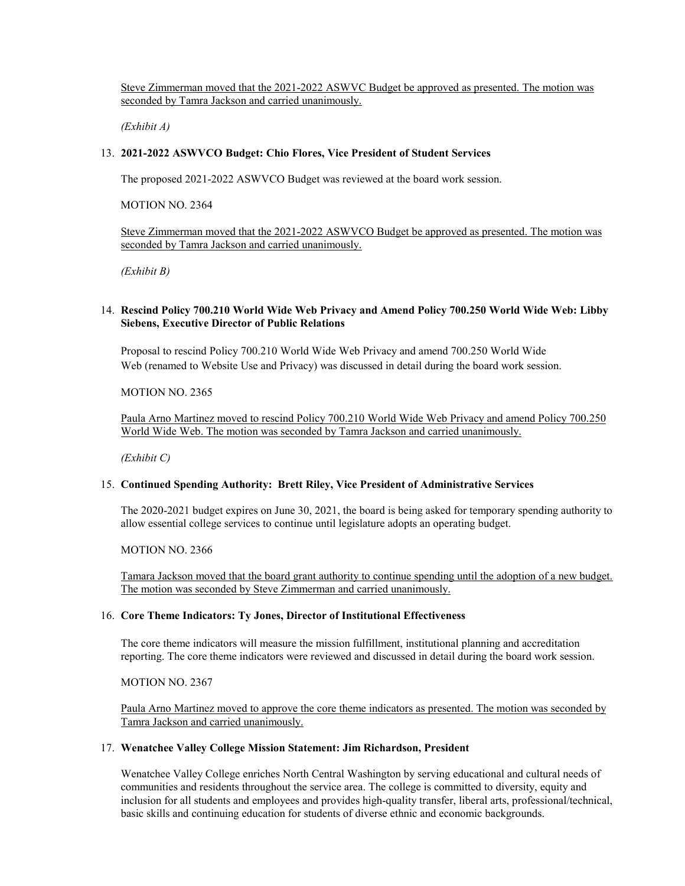Steve Zimmerman moved that the 2021-2022 ASWVC Budget be approved as presented. The motion was seconded by Tamra Jackson and carried unanimously.

*(Exhibit A)*

13. **2021-2022 ASWVCO Budget: Chio Flores, Vice President of Student Services**

    The proposed 2021-2022 ASWVCO Budget was reviewed at the board work session.

    MOTION NO. 2364

    Steve Zimmerman moved that the 2021-2022 ASWVCO Budget be approved as presented. The motion was seconded by Tamra Jackson and carried unanimously.

    *(Exhibit B)*

14. **Rescind Policy 700.210 World Wide Web Privacy and Amend Policy 700.250 World Wide Web: Libby Siebens, Executive Director of Public Relations**

    Proposal to rescind Policy 700.210 World Wide Web Privacy and amend 700.250 World Wide Web (renamed to Website Use and Privacy) was discussed in detail during the board work session.

    MOTION NO. 2365

    Paula Arno Martinez moved to rescind Policy 700.210 World Wide Web Privacy and amend Policy 700.250 World Wide Web. The motion was seconded by Tamra Jackson and carried unanimously.

    *(Exhibit C)*

15. **Continued Spending Authority: Brett Riley, Vice President of Administrative Services**

    The 2020-2021 budget expires on June 30, 2021, the board is being asked for temporary spending authority to allow essential college services to continue until legislature adopts an operating budget.

    MOTION NO. 2366

    Tamara Jackson moved that the board grant authority to continue spending until the adoption of a new budget. The motion was seconded by Steve Zimmerman and carried unanimously.

16. **Core Theme Indicators: Ty Jones, Director of Institutional Effectiveness**

    The core theme indicators will measure the mission fulfillment, institutional planning and accreditation reporting. The core theme indicators were reviewed and discussed in detail during the board work session.

    MOTION NO. 2367

    Paula Arno Martinez moved to approve the core theme indicators as presented. The motion was seconded by Tamra Jackson and carried unanimously.

17. **Wenatchee Valley College Mission Statement: Jim Richardson, President**

    Wenatchee Valley College enriches North Central Washington by serving educational and cultural needs of communities and residents throughout the service area. The college is committed to diversity, equity and inclusion for all students and employees and provides high-quality transfer, liberal arts, professional/technical, basic skills and continuing education for students of diverse ethnic and economic backgrounds.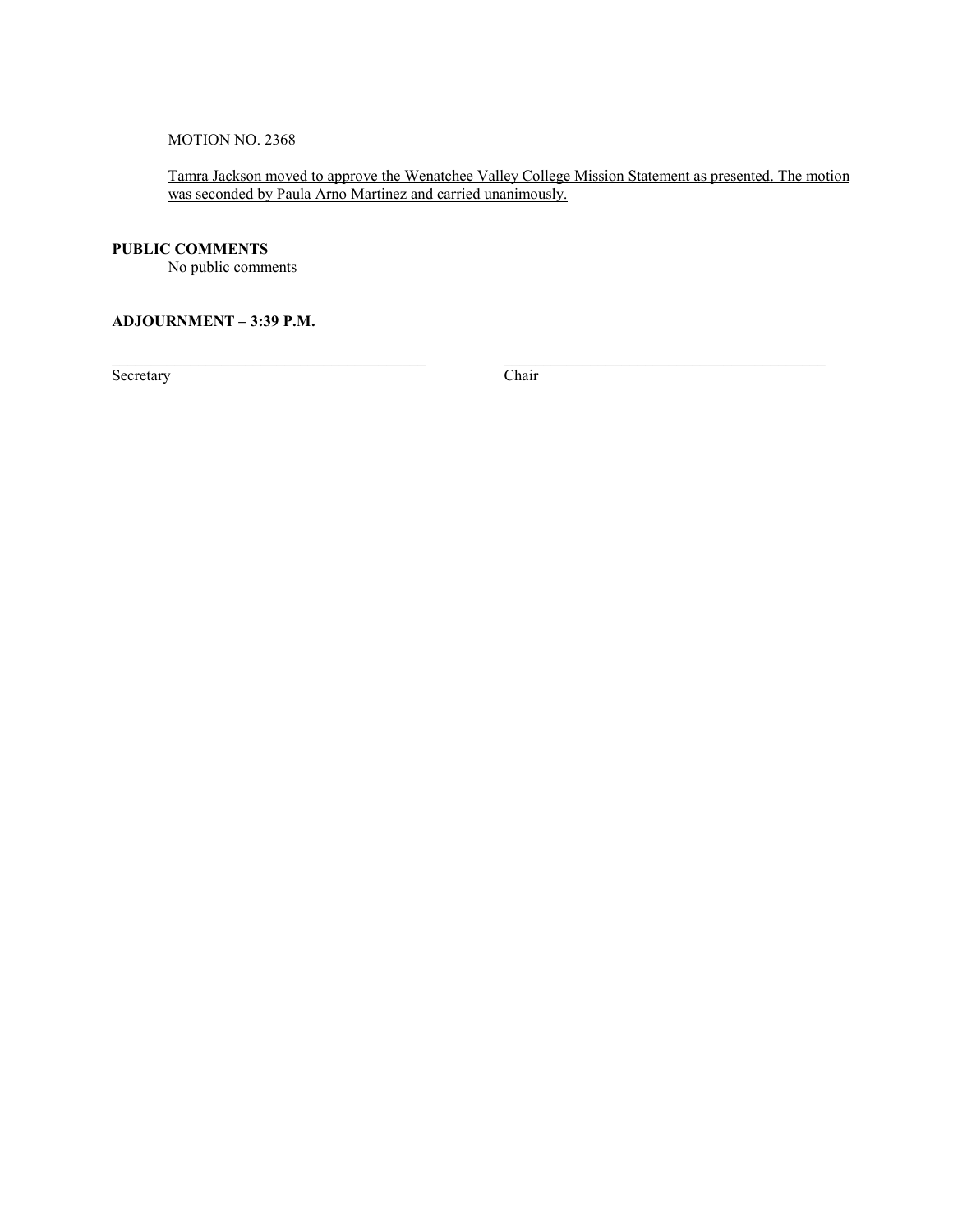MOTION NO. 2368

Tamra Jackson moved to approve the Wenatchee Valley College Mission Statement as presented. The motion was seconded by Paula Arno Martinez and carried unanimously.

**PUBLIC COMMENTS**

No public comments

**ADJOURNMENT – 3:39 P.M.**

\_\_\_\_\_\_\_\_\_\_\_\_\_\_\_\_\_\_\_\_\_\_\_\_\_\_\_\_\_\_\_\_\_\_\_\_\_\_\_\_\_\_
Secretary

\_\_\_\_\_\_\_\_\_\_\_\_\_\_\_\_\_\_\_\_\_\_\_\_\_\_\_\_\_\_\_\_\_\_\_\_\_\_\_\_\_\_
Chair